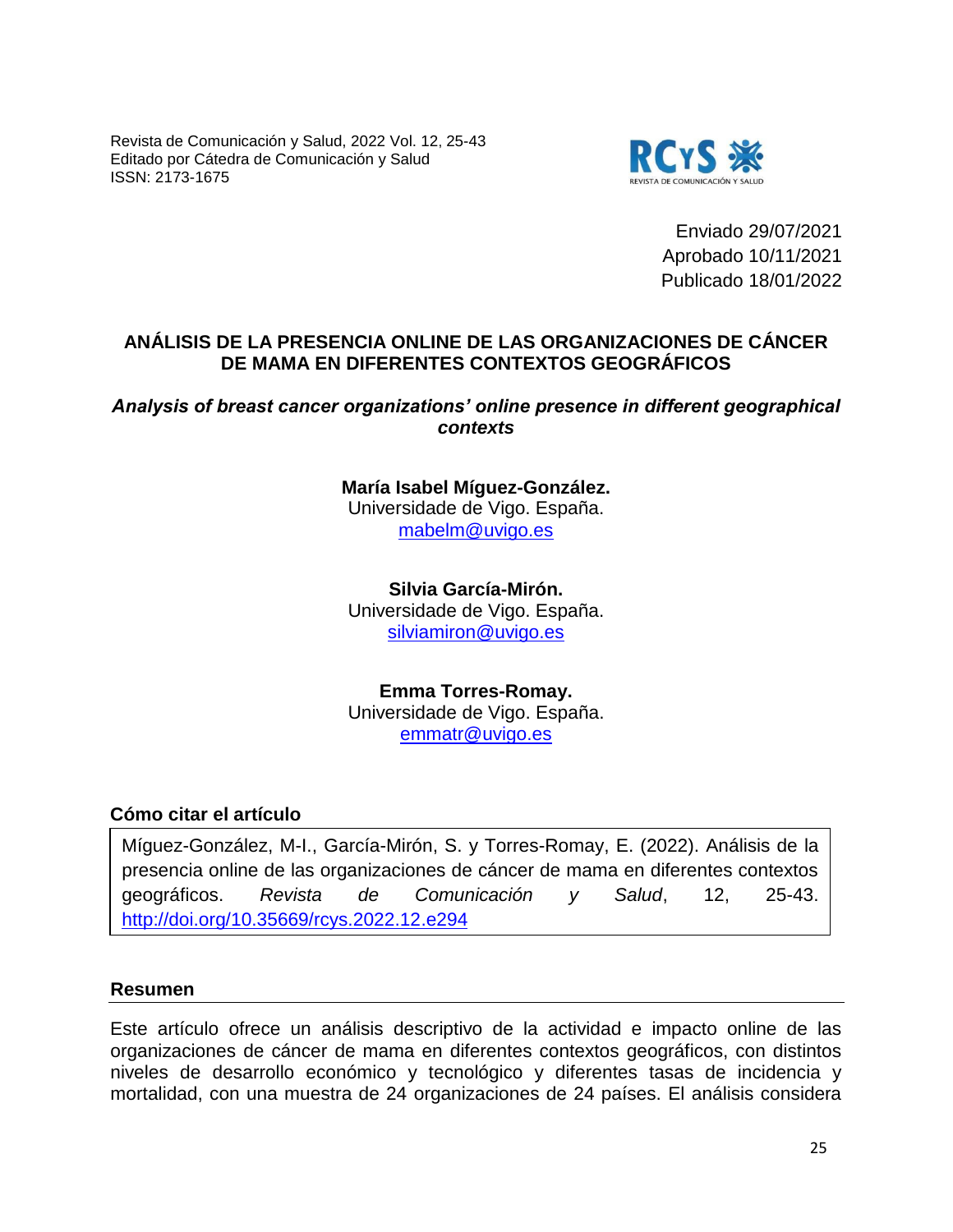Enviado 29/07/2021
Aprobado 10/11/2021
Publicado 18/01/2022

# ANÁLISIS DE LA PRESENCIA ONLINE DE LAS ORGANIZACIONES DE CÁNCER DE MAMA EN DIFERENTES CONTEXTOS GEOGRÁFICOS

## *Analysis of breast cancer organizations' online presence in different geographical contexts*

**María Isabel Míguez-González.**
Universidade de Vigo. España.
mabelm@uvigo.es

**Silvia García-Mirón.**
Universidade de Vigo. España.
silviamiron@uvigo.es

**Emma Torres-Romay.**
Universidade de Vigo. España.
emmatr@uvigo.es

### Cómo citar el artículo

Míguez-González, M-I., García-Mirón, S. y Torres-Romay, E. (2022). Análisis de la presencia online de las organizaciones de cáncer de mama en diferentes contextos geográficos. *Revista de Comunicación y Salud*, 12, 25-43. http://doi.org/10.35669/rcys.2022.12.e294

### Resumen

Este artículo ofrece un análisis descriptivo de la actividad e impacto online de las organizaciones de cáncer de mama en diferentes contextos geográficos, con distintos niveles de desarrollo económico y tecnológico y diferentes tasas de incidencia y mortalidad, con una muestra de 24 organizaciones de 24 países. El análisis considera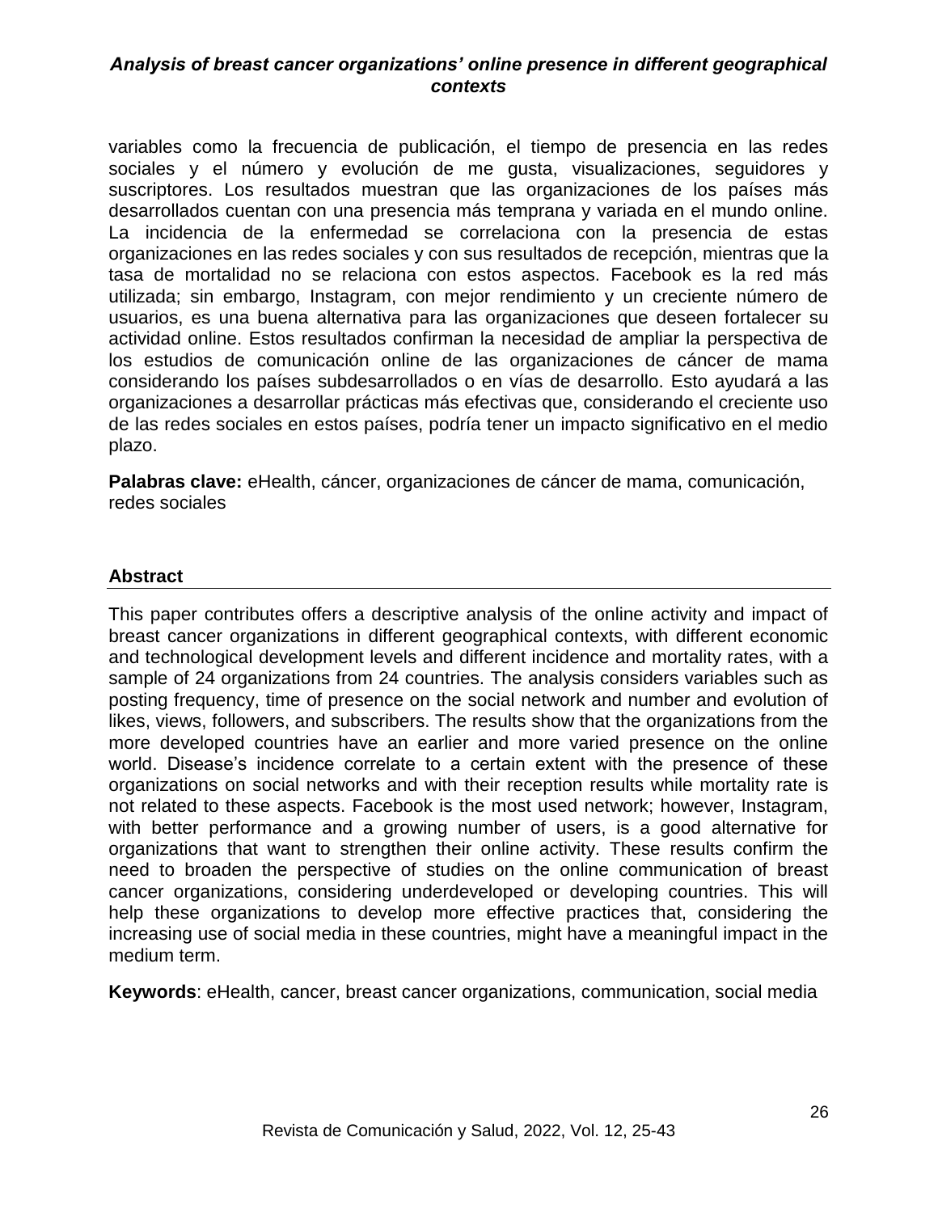variables como la frecuencia de publicación, el tiempo de presencia en las redes sociales y el número y evolución de me gusta, visualizaciones, seguidores y suscriptores. Los resultados muestran que las organizaciones de los países más desarrollados cuentan con una presencia más temprana y variada en el mundo online. La incidencia de la enfermedad se correlaciona con la presencia de estas organizaciones en las redes sociales y con sus resultados de recepción, mientras que la tasa de mortalidad no se relaciona con estos aspectos. Facebook es la red más utilizada; sin embargo, Instagram, con mejor rendimiento y un creciente número de usuarios, es una buena alternativa para las organizaciones que deseen fortalecer su actividad online. Estos resultados confirman la necesidad de ampliar la perspectiva de los estudios de comunicación online de las organizaciones de cáncer de mama considerando los países subdesarrollados o en vías de desarrollo. Esto ayudará a las organizaciones a desarrollar prácticas más efectivas que, considerando el creciente uso de las redes sociales en estos países, podría tener un impacto significativo en el medio plazo.

**Palabras clave:** eHealth, cáncer, organizaciones de cáncer de mama, comunicación, redes sociales

## Abstract

This paper contributes offers a descriptive analysis of the online activity and impact of breast cancer organizations in different geographical contexts, with different economic and technological development levels and different incidence and mortality rates, with a sample of 24 organizations from 24 countries. The analysis considers variables such as posting frequency, time of presence on the social network and number and evolution of likes, views, followers, and subscribers. The results show that the organizations from the more developed countries have an earlier and more varied presence on the online world. Disease's incidence correlate to a certain extent with the presence of these organizations on social networks and with their reception results while mortality rate is not related to these aspects. Facebook is the most used network; however, Instagram, with better performance and a growing number of users, is a good alternative for organizations that want to strengthen their online activity. These results confirm the need to broaden the perspective of studies on the online communication of breast cancer organizations, considering underdeveloped or developing countries. This will help these organizations to develop more effective practices that, considering the increasing use of social media in these countries, might have a meaningful impact in the medium term.

**Keywords**: eHealth, cancer, breast cancer organizations, communication, social media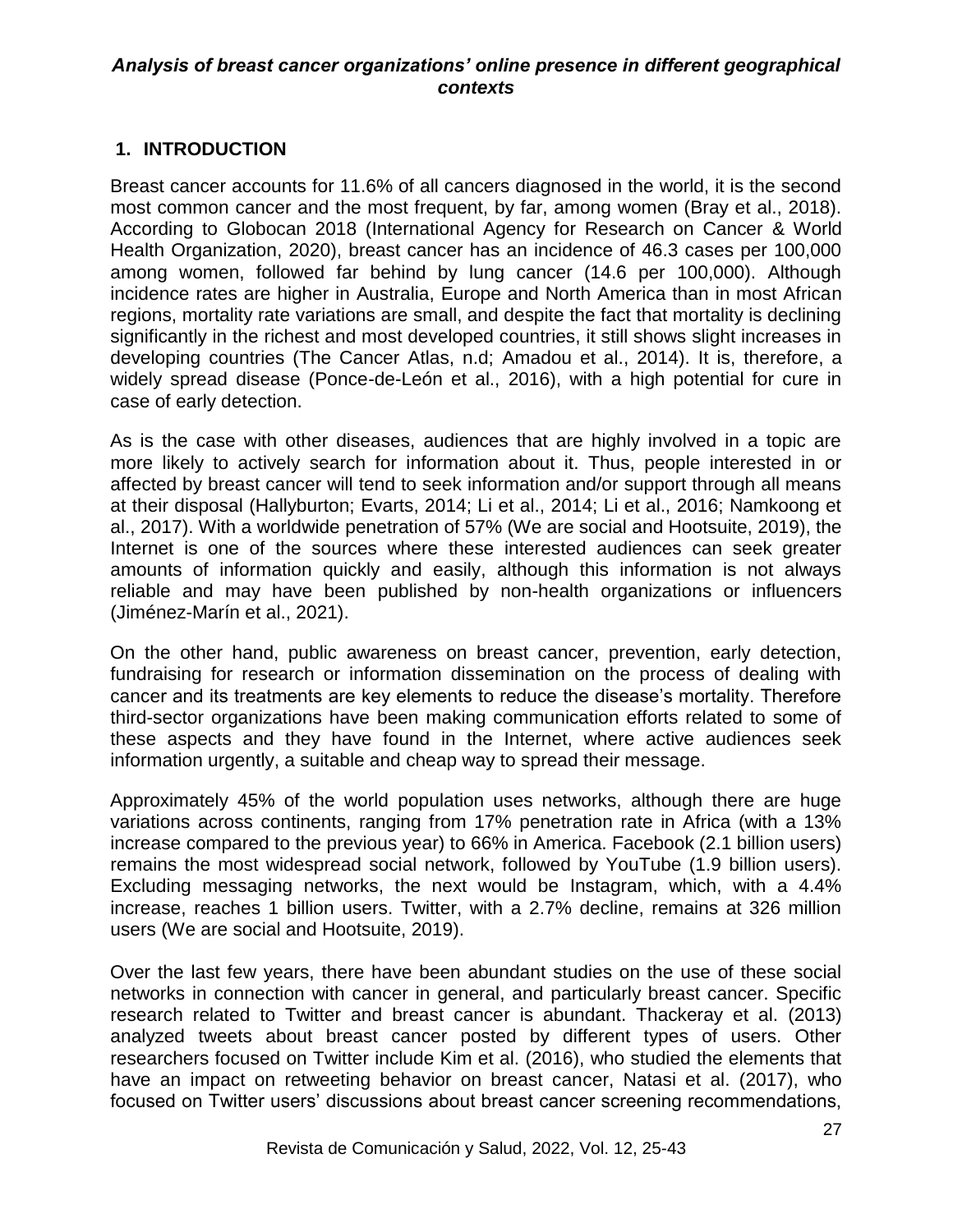## 1. INTRODUCTION

Breast cancer accounts for 11.6% of all cancers diagnosed in the world, it is the second most common cancer and the most frequent, by far, among women (Bray et al., 2018). According to Globocan 2018 (International Agency for Research on Cancer & World Health Organization, 2020), breast cancer has an incidence of 46.3 cases per 100,000 among women, followed far behind by lung cancer (14.6 per 100,000). Although incidence rates are higher in Australia, Europe and North America than in most African regions, mortality rate variations are small, and despite the fact that mortality is declining significantly in the richest and most developed countries, it still shows slight increases in developing countries (The Cancer Atlas, n.d; Amadou et al., 2014). It is, therefore, a widely spread disease (Ponce-de-León et al., 2016), with a high potential for cure in case of early detection.

As is the case with other diseases, audiences that are highly involved in a topic are more likely to actively search for information about it. Thus, people interested in or affected by breast cancer will tend to seek information and/or support through all means at their disposal (Hallyburton; Evarts, 2014; Li et al., 2014; Li et al., 2016; Namkoong et al., 2017). With a worldwide penetration of 57% (We are social and Hootsuite, 2019), the Internet is one of the sources where these interested audiences can seek greater amounts of information quickly and easily, although this information is not always reliable and may have been published by non-health organizations or influencers (Jiménez-Marín et al., 2021).

On the other hand, public awareness on breast cancer, prevention, early detection, fundraising for research or information dissemination on the process of dealing with cancer and its treatments are key elements to reduce the disease's mortality. Therefore third-sector organizations have been making communication efforts related to some of these aspects and they have found in the Internet, where active audiences seek information urgently, a suitable and cheap way to spread their message.

Approximately 45% of the world population uses networks, although there are huge variations across continents, ranging from 17% penetration rate in Africa (with a 13% increase compared to the previous year) to 66% in America. Facebook (2.1 billion users) remains the most widespread social network, followed by YouTube (1.9 billion users). Excluding messaging networks, the next would be Instagram, which, with a 4.4% increase, reaches 1 billion users. Twitter, with a 2.7% decline, remains at 326 million users (We are social and Hootsuite, 2019).

Over the last few years, there have been abundant studies on the use of these social networks in connection with cancer in general, and particularly breast cancer. Specific research related to Twitter and breast cancer is abundant. Thackeray et al. (2013) analyzed tweets about breast cancer posted by different types of users. Other researchers focused on Twitter include Kim et al. (2016), who studied the elements that have an impact on retweeting behavior on breast cancer, Natasi et al. (2017), who focused on Twitter users' discussions about breast cancer screening recommendations,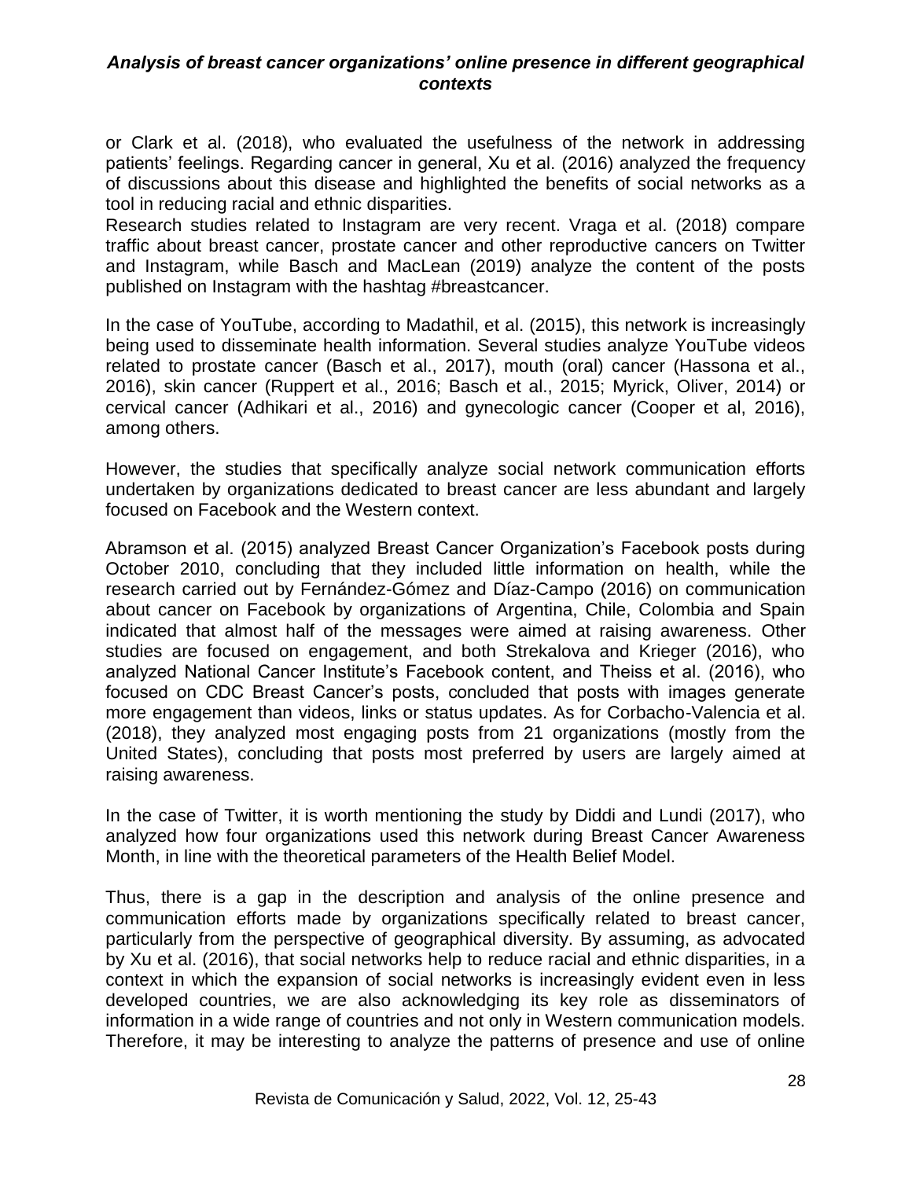or Clark et al. (2018), who evaluated the usefulness of the network in addressing patients' feelings. Regarding cancer in general, Xu et al. (2016) analyzed the frequency of discussions about this disease and highlighted the benefits of social networks as a tool in reducing racial and ethnic disparities.
Research studies related to Instagram are very recent. Vraga et al. (2018) compare traffic about breast cancer, prostate cancer and other reproductive cancers on Twitter and Instagram, while Basch and MacLean (2019) analyze the content of the posts published on Instagram with the hashtag #breastcancer.

In the case of YouTube, according to Madathil, et al. (2015), this network is increasingly being used to disseminate health information. Several studies analyze YouTube videos related to prostate cancer (Basch et al., 2017), mouth (oral) cancer (Hassona et al., 2016), skin cancer (Ruppert et al., 2016; Basch et al., 2015; Myrick, Oliver, 2014) or cervical cancer (Adhikari et al., 2016) and gynecologic cancer (Cooper et al, 2016), among others.

However, the studies that specifically analyze social network communication efforts undertaken by organizations dedicated to breast cancer are less abundant and largely focused on Facebook and the Western context.

Abramson et al. (2015) analyzed Breast Cancer Organization's Facebook posts during October 2010, concluding that they included little information on health, while the research carried out by Fernández-Gómez and Díaz-Campo (2016) on communication about cancer on Facebook by organizations of Argentina, Chile, Colombia and Spain indicated that almost half of the messages were aimed at raising awareness. Other studies are focused on engagement, and both Strekalova and Krieger (2016), who analyzed National Cancer Institute's Facebook content, and Theiss et al. (2016), who focused on CDC Breast Cancer's posts, concluded that posts with images generate more engagement than videos, links or status updates. As for Corbacho-Valencia et al. (2018), they analyzed most engaging posts from 21 organizations (mostly from the United States), concluding that posts most preferred by users are largely aimed at raising awareness.

In the case of Twitter, it is worth mentioning the study by Diddi and Lundi (2017), who analyzed how four organizations used this network during Breast Cancer Awareness Month, in line with the theoretical parameters of the Health Belief Model.

Thus, there is a gap in the description and analysis of the online presence and communication efforts made by organizations specifically related to breast cancer, particularly from the perspective of geographical diversity. By assuming, as advocated by Xu et al. (2016), that social networks help to reduce racial and ethnic disparities, in a context in which the expansion of social networks is increasingly evident even in less developed countries, we are also acknowledging its key role as disseminators of information in a wide range of countries and not only in Western communication models. Therefore, it may be interesting to analyze the patterns of presence and use of online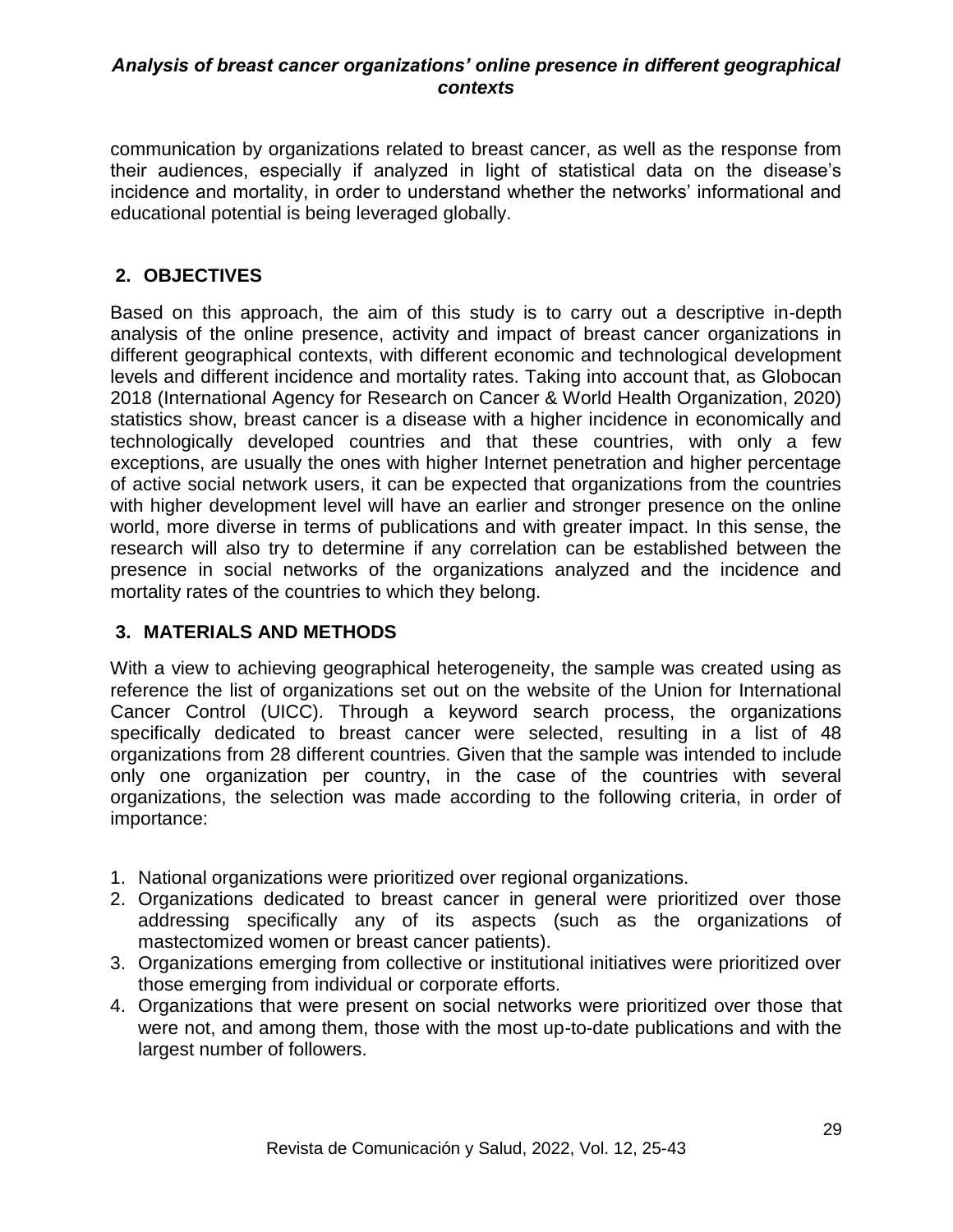communication by organizations related to breast cancer, as well as the response from their audiences, especially if analyzed in light of statistical data on the disease's incidence and mortality, in order to understand whether the networks' informational and educational potential is being leveraged globally.

## 2. OBJECTIVES

Based on this approach, the aim of this study is to carry out a descriptive in-depth analysis of the online presence, activity and impact of breast cancer organizations in different geographical contexts, with different economic and technological development levels and different incidence and mortality rates. Taking into account that, as Globocan 2018 (International Agency for Research on Cancer & World Health Organization, 2020) statistics show, breast cancer is a disease with a higher incidence in economically and technologically developed countries and that these countries, with only a few exceptions, are usually the ones with higher Internet penetration and higher percentage of active social network users, it can be expected that organizations from the countries with higher development level will have an earlier and stronger presence on the online world, more diverse in terms of publications and with greater impact. In this sense, the research will also try to determine if any correlation can be established between the presence in social networks of the organizations analyzed and the incidence and mortality rates of the countries to which they belong.

## 3. MATERIALS AND METHODS

With a view to achieving geographical heterogeneity, the sample was created using as reference the list of organizations set out on the website of the Union for International Cancer Control (UICC). Through a keyword search process, the organizations specifically dedicated to breast cancer were selected, resulting in a list of 48 organizations from 28 different countries. Given that the sample was intended to include only one organization per country, in the case of the countries with several organizations, the selection was made according to the following criteria, in order of importance:

1. National organizations were prioritized over regional organizations.
2. Organizations dedicated to breast cancer in general were prioritized over those addressing specifically any of its aspects (such as the organizations of mastectomized women or breast cancer patients).
3. Organizations emerging from collective or institutional initiatives were prioritized over those emerging from individual or corporate efforts.
4. Organizations that were present on social networks were prioritized over those that were not, and among them, those with the most up-to-date publications and with the largest number of followers.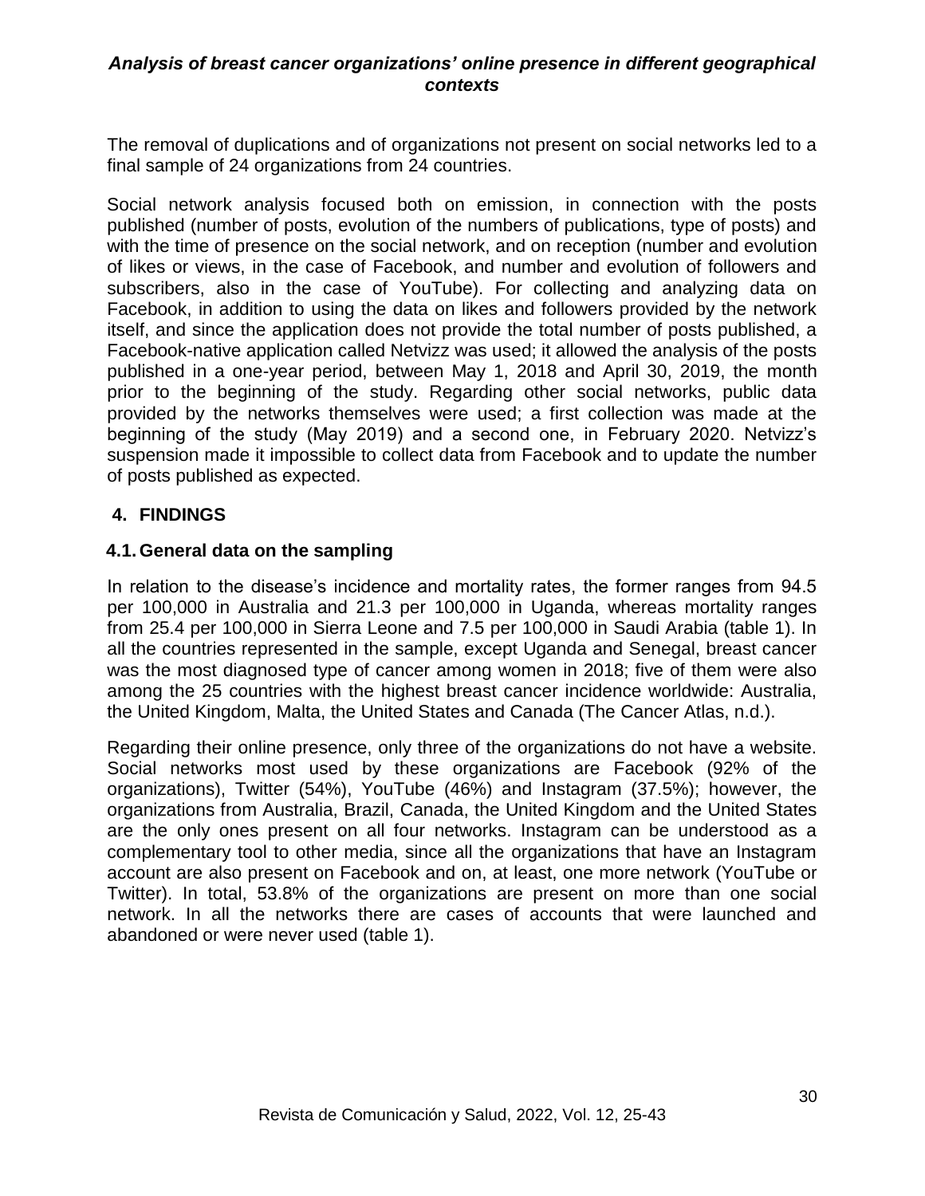The removal of duplications and of organizations not present on social networks led to a final sample of 24 organizations from 24 countries.

Social network analysis focused both on emission, in connection with the posts published (number of posts, evolution of the numbers of publications, type of posts) and with the time of presence on the social network, and on reception (number and evolution of likes or views, in the case of Facebook, and number and evolution of followers and subscribers, also in the case of YouTube). For collecting and analyzing data on Facebook, in addition to using the data on likes and followers provided by the network itself, and since the application does not provide the total number of posts published, a Facebook-native application called Netvizz was used; it allowed the analysis of the posts published in a one-year period, between May 1, 2018 and April 30, 2019, the month prior to the beginning of the study. Regarding other social networks, public data provided by the networks themselves were used; a first collection was made at the beginning of the study (May 2019) and a second one, in February 2020. Netvizz's suspension made it impossible to collect data from Facebook and to update the number of posts published as expected.

## 4. FINDINGS

### 4.1. General data on the sampling

In relation to the disease's incidence and mortality rates, the former ranges from 94.5 per 100,000 in Australia and 21.3 per 100,000 in Uganda, whereas mortality ranges from 25.4 per 100,000 in Sierra Leone and 7.5 per 100,000 in Saudi Arabia (table 1). In all the countries represented in the sample, except Uganda and Senegal, breast cancer was the most diagnosed type of cancer among women in 2018; five of them were also among the 25 countries with the highest breast cancer incidence worldwide: Australia, the United Kingdom, Malta, the United States and Canada (The Cancer Atlas, n.d.).

Regarding their online presence, only three of the organizations do not have a website. Social networks most used by these organizations are Facebook (92% of the organizations), Twitter (54%), YouTube (46%) and Instagram (37.5%); however, the organizations from Australia, Brazil, Canada, the United Kingdom and the United States are the only ones present on all four networks. Instagram can be understood as a complementary tool to other media, since all the organizations that have an Instagram account are also present on Facebook and on, at least, one more network (YouTube or Twitter). In total, 53.8% of the organizations are present on more than one social network. In all the networks there are cases of accounts that were launched and abandoned or were never used (table 1).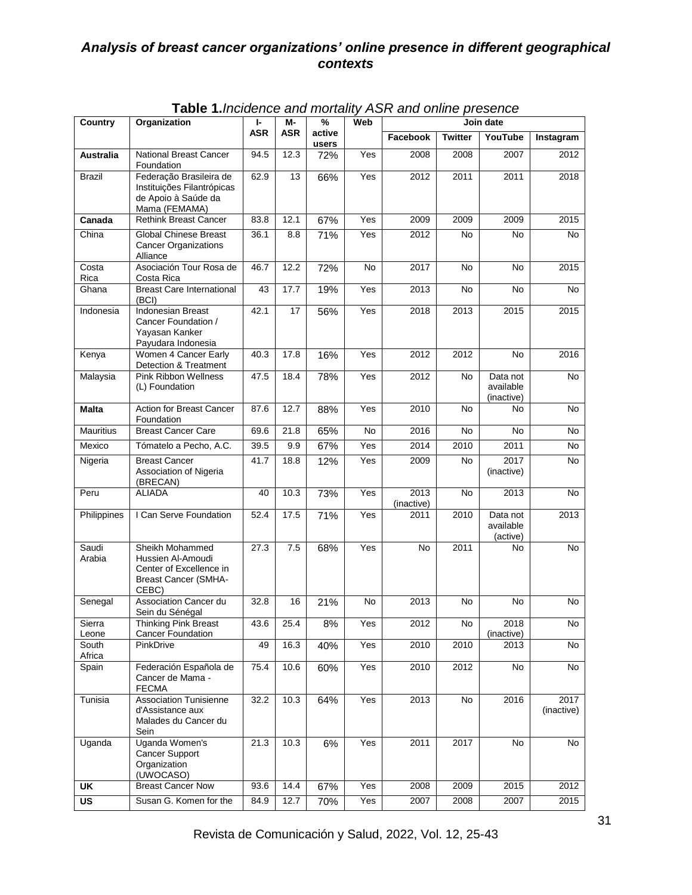**Table 1.** *Incidence and mortality ASR and online presence*

| Country | Organization | I-ASR | M-ASR | % active users | Web | Join date | | | |
|---|---|---|---|---|---|---|---|---|---|
| | | | | | | Facebook | Twitter | YouTube | Instagram |
| **Australia** | National Breast Cancer Foundation | 94.5 | 12.3 | 72% | Yes | 2008 | 2008 | 2007 | 2012 |
| Brazil | Federação Brasileira de Instituições Filantrópicas de Apoio à Saúde da Mama (FEMAMA) | 62.9 | 13 | 66% | Yes | 2012 | 2011 | 2011 | 2018 |
| **Canada** | Rethink Breast Cancer | 83.8 | 12.1 | 67% | Yes | 2009 | 2009 | 2009 | 2015 |
| China | Global Chinese Breast Cancer Organizations Alliance | 36.1 | 8.8 | 71% | Yes | 2012 | No | No | No |
| Costa Rica | Asociación Tour Rosa de Costa Rica | 46.7 | 12.2 | 72% | No | 2017 | No | No | 2015 |
| Ghana | Breast Care International (BCI) | 43 | 17.7 | 19% | Yes | 2013 | No | No | No |
| Indonesia | Indonesian Breast Cancer Foundation / Yayasan Kanker Payudara Indonesia | 42.1 | 17 | 56% | Yes | 2018 | 2013 | 2015 | 2015 |
| Kenya | Women 4 Cancer Early Detection & Treatment | 40.3 | 17.8 | 16% | Yes | 2012 | 2012 | No | 2016 |
| Malaysia | Pink Ribbon Wellness (L) Foundation | 47.5 | 18.4 | 78% | Yes | 2012 | No | Data not available (inactive) | No |
| **Malta** | Action for Breast Cancer Foundation | 87.6 | 12.7 | 88% | Yes | 2010 | No | No | No |
| Mauritius | Breast Cancer Care | 69.6 | 21.8 | 65% | No | 2016 | No | No | No |
| Mexico | Tómatelo a Pecho, A.C. | 39.5 | 9.9 | 67% | Yes | 2014 | 2010 | 2011 | No |
| Nigeria | Breast Cancer Association of Nigeria (BRECAN) | 41.7 | 18.8 | 12% | Yes | 2009 | No | 2017 (inactive) | No |
| Peru | ALIADA | 40 | 10.3 | 73% | Yes | 2013 (inactive) | No | 2013 | No |
| Philippines | I Can Serve Foundation | 52.4 | 17.5 | 71% | Yes | 2011 | 2010 | Data not available (active) | 2013 |
| Saudi Arabia | Sheikh Mohammed Hussien Al-Amoudi Center of Excellence in Breast Cancer (SMHA-CEBC) | 27.3 | 7.5 | 68% | Yes | No | 2011 | No | No |
| Senegal | Association Cancer du Sein du Sénégal | 32.8 | 16 | 21% | No | 2013 | No | No | No |
| Sierra Leone | Thinking Pink Breast Cancer Foundation | 43.6 | 25.4 | 8% | Yes | 2012 | No | 2018 (inactive) | No |
| South Africa | PinkDrive | 49 | 16.3 | 40% | Yes | 2010 | 2010 | 2013 | No |
| Spain | Federación Española de Cancer de Mama - FECMA | 75.4 | 10.6 | 60% | Yes | 2010 | 2012 | No | No |
| Tunisia | Association Tunisienne d'Assistance aux Malades du Cancer du Sein | 32.2 | 10.3 | 64% | Yes | 2013 | No | 2016 | 2017 (inactive) |
| Uganda | Uganda Women's Cancer Support Organization (UWOCASO) | 21.3 | 10.3 | 6% | Yes | 2011 | 2017 | No | No |
| **UK** | Breast Cancer Now | 93.6 | 14.4 | 67% | Yes | 2008 | 2009 | 2015 | 2012 |
| **US** | Susan G. Komen for the | 84.9 | 12.7 | 70% | Yes | 2007 | 2008 | 2007 | 2015 |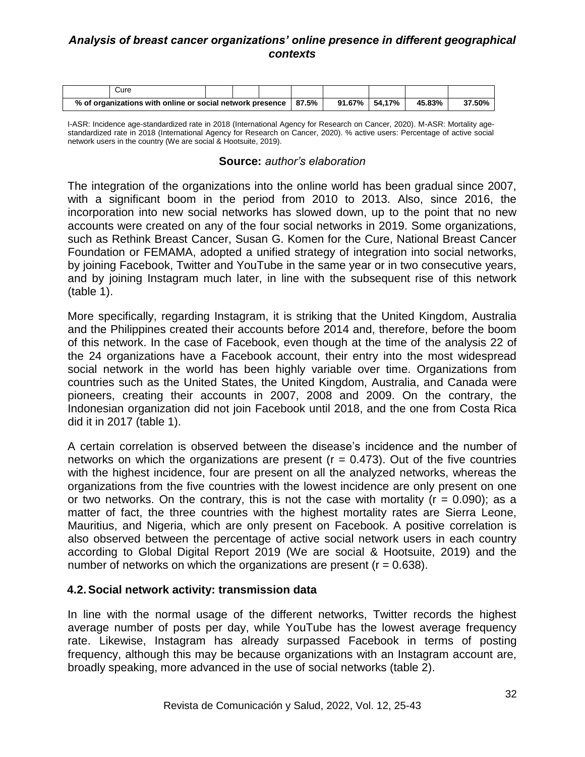| | Cure | | | | | | | | |
|---|---|---|---|---|---|---|---|---|---|
| % of organizations with online or social network presence | | | | | 87.5% | 91.67% | 54,17% | 45.83% | 37.50% |

I-ASR: Incidence age-standardized rate in 2018 (International Agency for Research on Cancer, 2020). M-ASR: Mortality age-standardized rate in 2018 (International Agency for Research on Cancer, 2020). % active users: Percentage of active social network users in the country (We are social & Hootsuite, 2019).

**Source:** *author's elaboration*

The integration of the organizations into the online world has been gradual since 2007, with a significant boom in the period from 2010 to 2013. Also, since 2016, the incorporation into new social networks has slowed down, up to the point that no new accounts were created on any of the four social networks in 2019. Some organizations, such as Rethink Breast Cancer, Susan G. Komen for the Cure, National Breast Cancer Foundation or FEMAMA, adopted a unified strategy of integration into social networks, by joining Facebook, Twitter and YouTube in the same year or in two consecutive years, and by joining Instagram much later, in line with the subsequent rise of this network (table 1).

More specifically, regarding Instagram, it is striking that the United Kingdom, Australia and the Philippines created their accounts before 2014 and, therefore, before the boom of this network. In the case of Facebook, even though at the time of the analysis 22 of the 24 organizations have a Facebook account, their entry into the most widespread social network in the world has been highly variable over time. Organizations from countries such as the United States, the United Kingdom, Australia, and Canada were pioneers, creating their accounts in 2007, 2008 and 2009. On the contrary, the Indonesian organization did not join Facebook until 2018, and the one from Costa Rica did it in 2017 (table 1).

A certain correlation is observed between the disease's incidence and the number of networks on which the organizations are present ($r = 0.473$). Out of the five countries with the highest incidence, four are present on all the analyzed networks, whereas the organizations from the five countries with the lowest incidence are only present on one or two networks. On the contrary, this is not the case with mortality ($r = 0.090$); as a matter of fact, the three countries with the highest mortality rates are Sierra Leone, Mauritius, and Nigeria, which are only present on Facebook. A positive correlation is also observed between the percentage of active social network users in each country according to Global Digital Report 2019 (We are social & Hootsuite, 2019) and the number of networks on which the organizations are present ($r = 0.638$).

### 4.2. Social network activity: transmission data

In line with the normal usage of the different networks, Twitter records the highest average number of posts per day, while YouTube has the lowest average frequency rate. Likewise, Instagram has already surpassed Facebook in terms of posting frequency, although this may be because organizations with an Instagram account are, broadly speaking, more advanced in the use of social networks (table 2).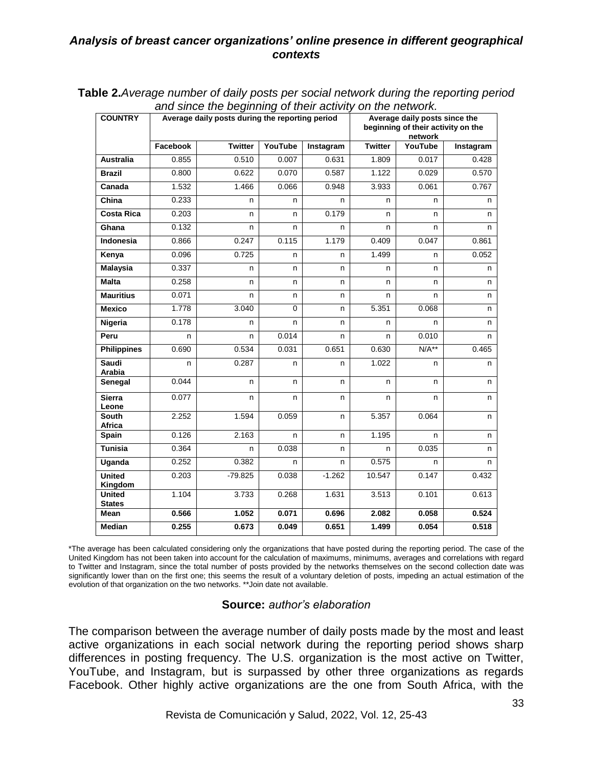**Table 2.** *Average number of daily posts per social network during the reporting period and since the beginning of their activity on the network.*

| COUNTRY | Average daily posts during the reporting period | | | | Average daily posts since the beginning of their activity on the network | | |
|---|---|---|---|---|---|---|---|
| | Facebook | Twitter | YouTube | Instagram | Twitter | YouTube | Instagram |
| **Australia** | 0.855 | 0.510 | 0.007 | 0.631 | 1.809 | 0.017 | 0.428 |
| **Brazil** | 0.800 | 0.622 | 0.070 | 0.587 | 1.122 | 0.029 | 0.570 |
| **Canada** | 1.532 | 1.466 | 0.066 | 0.948 | 3.933 | 0.061 | 0.767 |
| **China** | 0.233 | n | n | n | n | n | n |
| **Costa Rica** | 0.203 | n | n | 0.179 | n | n | n |
| **Ghana** | 0.132 | n | n | n | n | n | n |
| **Indonesia** | 0.866 | 0.247 | 0.115 | 1.179 | 0.409 | 0.047 | 0.861 |
| **Kenya** | 0.096 | 0.725 | n | n | 1.499 | n | 0.052 |
| **Malaysia** | 0.337 | n | n | n | n | n | n |
| **Malta** | 0.258 | n | n | n | n | n | n |
| **Mauritius** | 0.071 | n | n | n | n | n | n |
| **Mexico** | 1.778 | 3.040 | 0 | n | 5.351 | 0.068 | n |
| **Nigeria** | 0.178 | n | n | n | n | n | n |
| **Peru** | n | n | 0.014 | n | n | 0.010 | n |
| **Philippines** | 0.690 | 0.534 | 0.031 | 0.651 | 0.630 | N/A** | 0.465 |
| **Saudi Arabia** | n | 0.287 | n | n | 1.022 | n | n |
| **Senegal** | 0.044 | n | n | n | n | n | n |
| **Sierra Leone** | 0.077 | n | n | n | n | n | n |
| **South Africa** | 2.252 | 1.594 | 0.059 | n | 5.357 | 0.064 | n |
| **Spain** | 0.126 | 2.163 | n | n | 1.195 | n | n |
| **Tunisia** | 0.364 | n | 0.038 | n | n | 0.035 | n |
| **Uganda** | 0.252 | 0.382 | n | n | 0.575 | n | n |
| **United Kingdom** | 0.203 | -79.825 | 0.038 | -1.262 | 10.547 | 0.147 | 0.432 |
| **United States** | 1.104 | 3.733 | 0.268 | 1.631 | 3.513 | 0.101 | 0.613 |
| **Mean** | **0.566** | **1.052** | **0.071** | **0.696** | **2.082** | **0.058** | **0.524** |
| **Median** | **0.255** | **0.673** | **0.049** | **0.651** | **1.499** | **0.054** | **0.518** |

*The average has been calculated considering only the organizations that have posted during the reporting period. The case of the United Kingdom has not been taken into account for the calculation of maximums, minimums, averages and correlations with regard to Twitter and Instagram, since the total number of posts provided by the networks themselves on the second collection date was significantly lower than on the first one; this seems the result of a voluntary deletion of posts, impeding an actual estimation of the evolution of that organization on the two networks. **Join date not available.

**Source:** *author's elaboration*

The comparison between the average number of daily posts made by the most and least active organizations in each social network during the reporting period shows sharp differences in posting frequency. The U.S. organization is the most active on Twitter, YouTube, and Instagram, but is surpassed by other three organizations as regards Facebook. Other highly active organizations are the one from South Africa, with the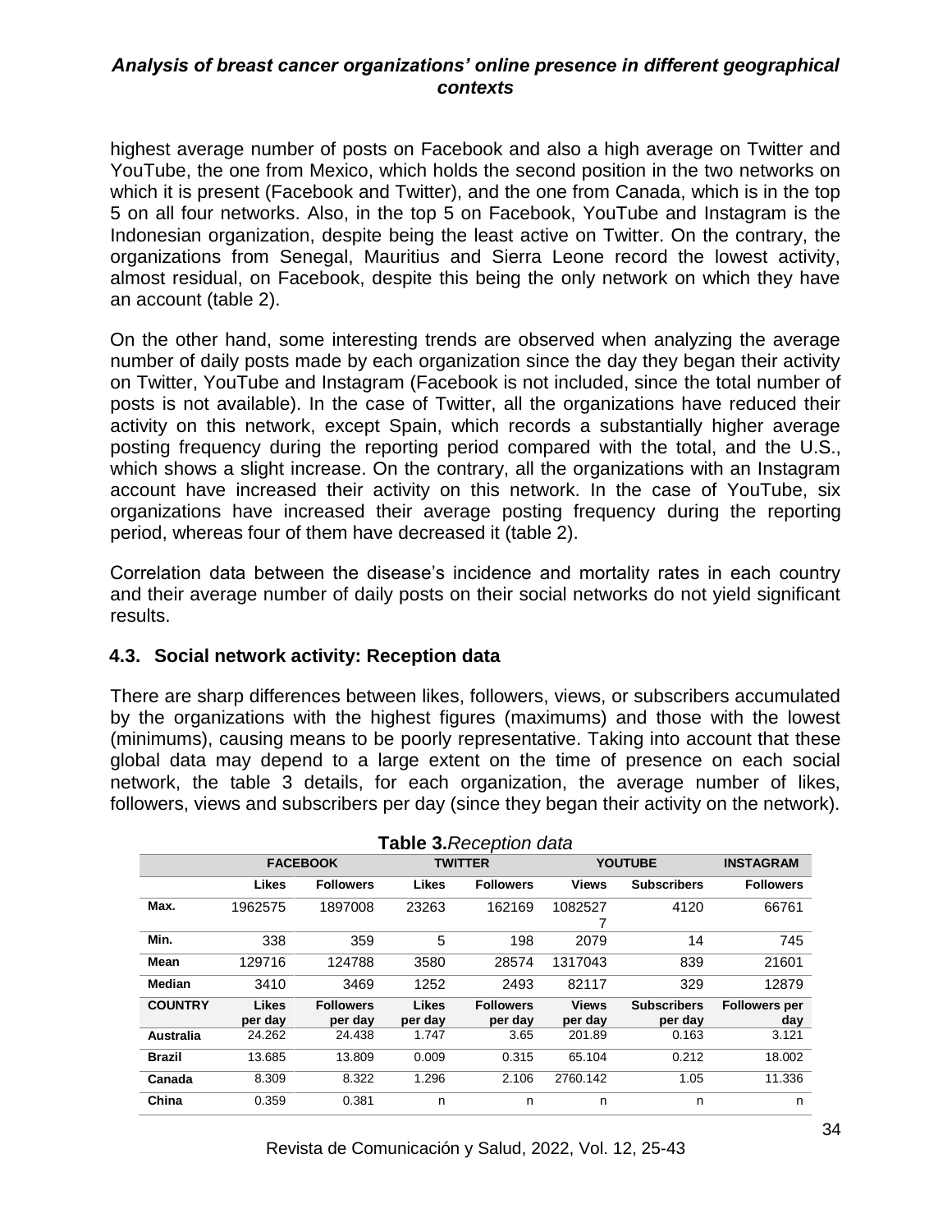highest average number of posts on Facebook and also a high average on Twitter and YouTube, the one from Mexico, which holds the second position in the two networks on which it is present (Facebook and Twitter), and the one from Canada, which is in the top 5 on all four networks. Also, in the top 5 on Facebook, YouTube and Instagram is the Indonesian organization, despite being the least active on Twitter. On the contrary, the organizations from Senegal, Mauritius and Sierra Leone record the lowest activity, almost residual, on Facebook, despite this being the only network on which they have an account (table 2).

On the other hand, some interesting trends are observed when analyzing the average number of daily posts made by each organization since the day they began their activity on Twitter, YouTube and Instagram (Facebook is not included, since the total number of posts is not available). In the case of Twitter, all the organizations have reduced their activity on this network, except Spain, which records a substantially higher average posting frequency during the reporting period compared with the total, and the U.S., which shows a slight increase. On the contrary, all the organizations with an Instagram account have increased their activity on this network. In the case of YouTube, six organizations have increased their average posting frequency during the reporting period, whereas four of them have decreased it (table 2).

Correlation data between the disease's incidence and mortality rates in each country and their average number of daily posts on their social networks do not yield significant results.

### 4.3. Social network activity: Reception data

There are sharp differences between likes, followers, views, or subscribers accumulated by the organizations with the highest figures (maximums) and those with the lowest (minimums), causing means to be poorly representative. Taking into account that these global data may depend to a large extent on the time of presence on each social network, the table 3 details, for each organization, the average number of likes, followers, views and subscribers per day (since they began their activity on the network).

**Table 3.** *Reception data*

| | FACEBOOK | | TWITTER | | YOUTUBE | | INSTAGRAM |
|---|---|---|---|---|---|---|---|
| | Likes | Followers | Likes | Followers | Views | Subscribers | Followers |
| **Max.** | 1962575 | 1897008 | 23263 | 162169 | 10825277 | 4120 | 66761 |
| **Min.** | 338 | 359 | 5 | 198 | 2079 | 14 | 745 |
| **Mean** | 129716 | 124788 | 3580 | 28574 | 1317043 | 839 | 21601 |
| **Median** | 3410 | 3469 | 1252 | 2493 | 82117 | 329 | 12879 |
| **COUNTRY** | **Likes per day** | **Followers per day** | **Likes per day** | **Followers per day** | **Views per day** | **Subscribers per day** | **Followers per day** |
| **Australia** | 24.262 | 24.438 | 1.747 | 3.65 | 201.89 | 0.163 | 3.121 |
| **Brazil** | 13.685 | 13.809 | 0.009 | 0.315 | 65.104 | 0.212 | 18.002 |
| **Canada** | 8.309 | 8.322 | 1.296 | 2.106 | 2760.142 | 1.05 | 11.336 |
| **China** | 0.359 | 0.381 | n | n | n | n | n |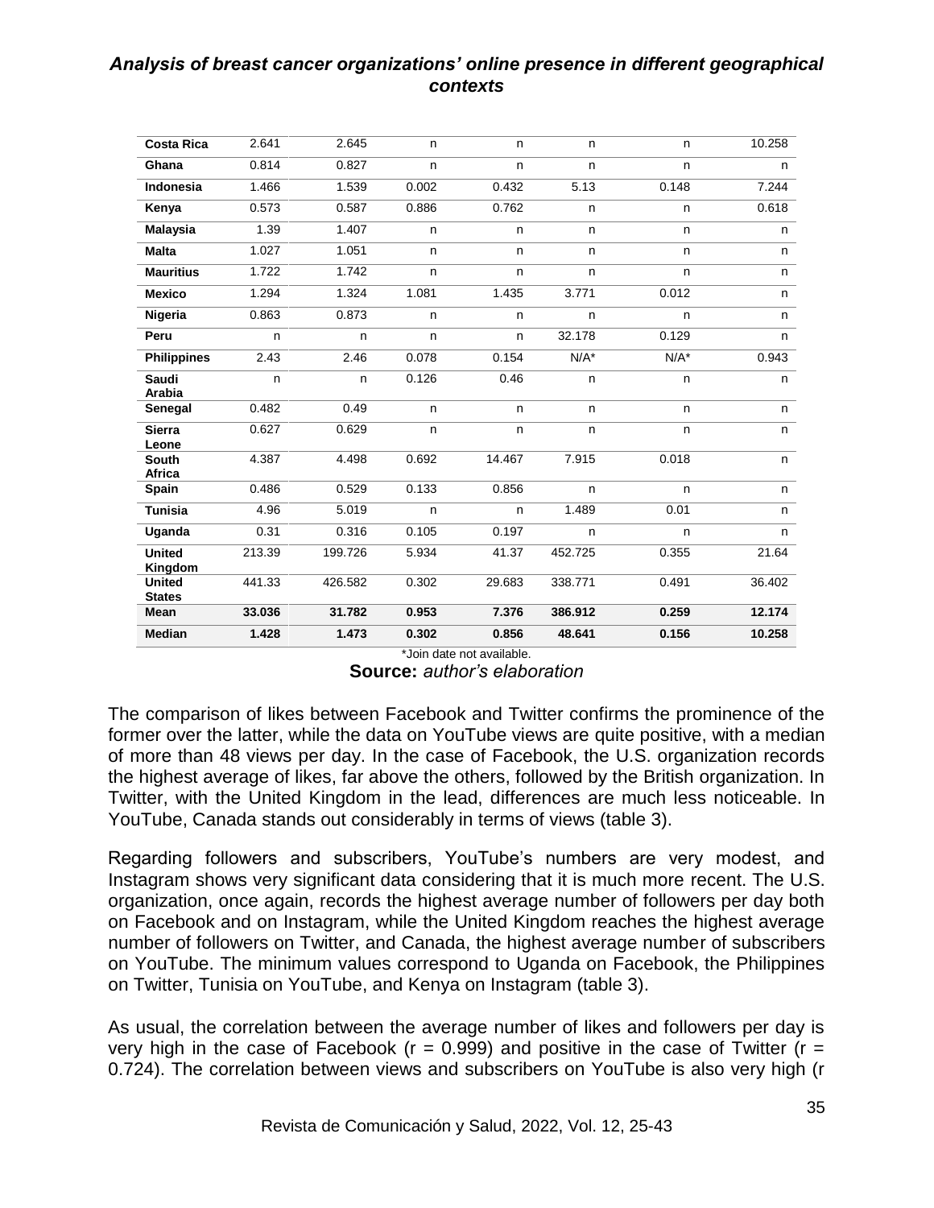| Costa Rica | 2.641 | 2.645 | n | n | n | n | 10.258 |
|---|---|---|---|---|---|---|---|
| Ghana | 0.814 | 0.827 | n | n | n | n | n |
| Indonesia | 1.466 | 1.539 | 0.002 | 0.432 | 5.13 | 0.148 | 7.244 |
| Kenya | 0.573 | 0.587 | 0.886 | 0.762 | n | n | 0.618 |
| Malaysia | 1.39 | 1.407 | n | n | n | n | n |
| Malta | 1.027 | 1.051 | n | n | n | n | n |
| Mauritius | 1.722 | 1.742 | n | n | n | n | n |
| Mexico | 1.294 | 1.324 | 1.081 | 1.435 | 3.771 | 0.012 | n |
| Nigeria | 0.863 | 0.873 | n | n | n | n | n |
| Peru | n | n | n | n | 32.178 | 0.129 | n |
| Philippines | 2.43 | 2.46 | 0.078 | 0.154 | N/A* | N/A* | 0.943 |
| Saudi Arabia | n | n | 0.126 | 0.46 | n | n | n |
| Senegal | 0.482 | 0.49 | n | n | n | n | n |
| Sierra Leone | 0.627 | 0.629 | n | n | n | n | n |
| South Africa | 4.387 | 4.498 | 0.692 | 14.467 | 7.915 | 0.018 | n |
| Spain | 0.486 | 0.529 | 0.133 | 0.856 | n | n | n |
| Tunisia | 4.96 | 5.019 | n | n | 1.489 | 0.01 | n |
| Uganda | 0.31 | 0.316 | 0.105 | 0.197 | n | n | n |
| United Kingdom | 213.39 | 199.726 | 5.934 | 41.37 | 452.725 | 0.355 | 21.64 |
| United States | 441.33 | 426.582 | 0.302 | 29.683 | 338.771 | 0.491 | 36.402 |
| **Mean** | **33.036** | **31.782** | **0.953** | **7.376** | **386.912** | **0.259** | **12.174** |
| **Median** | **1.428** | **1.473** | **0.302** | **0.856** | **48.641** | **0.156** | **10.258** |

*Join date not available.

**Source:** *author's elaboration*

The comparison of likes between Facebook and Twitter confirms the prominence of the former over the latter, while the data on YouTube views are quite positive, with a median of more than 48 views per day. In the case of Facebook, the U.S. organization records the highest average of likes, far above the others, followed by the British organization. In Twitter, with the United Kingdom in the lead, differences are much less noticeable. In YouTube, Canada stands out considerably in terms of views (table 3).

Regarding followers and subscribers, YouTube's numbers are very modest, and Instagram shows very significant data considering that it is much more recent. The U.S. organization, once again, records the highest average number of followers per day both on Facebook and on Instagram, while the United Kingdom reaches the highest average number of followers on Twitter, and Canada, the highest average number of subscribers on YouTube. The minimum values correspond to Uganda on Facebook, the Philippines on Twitter, Tunisia on YouTube, and Kenya on Instagram (table 3).

As usual, the correlation between the average number of likes and followers per day is very high in the case of Facebook ($r = 0.999$) and positive in the case of Twitter ($r = 0.724$). The correlation between views and subscribers on YouTube is also very high (r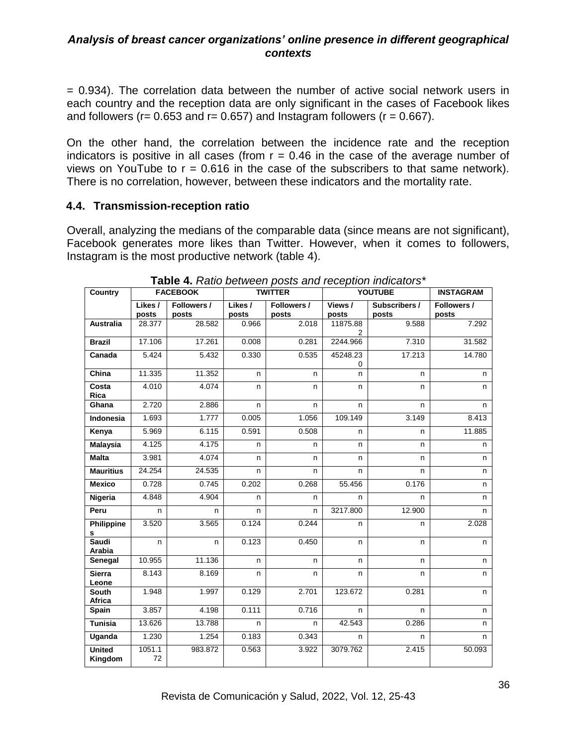= 0.934). The correlation data between the number of active social network users in each country and the reception data are only significant in the cases of Facebook likes and followers ($r = 0.653$ and $r = 0.657$) and Instagram followers ($r = 0.667$).

On the other hand, the correlation between the incidence rate and the reception indicators is positive in all cases (from $r = 0.46$ in the case of the average number of views on YouTube to $r = 0.616$ in the case of the subscribers to that same network). There is no correlation, however, between these indicators and the mortality rate.

### 4.4. Transmission-reception ratio

Overall, analyzing the medians of the comparable data (since means are not significant), Facebook generates more likes than Twitter. However, when it comes to followers, Instagram is the most productive network (table 4).

**Table 4.** *Ratio between posts and reception indicators**

| Country | FACEBOOK | | TWITTER | | YOUTUBE | | INSTAGRAM |
|---|---|---|---|---|---|---|---|
| | Likes / posts | Followers / posts | Likes / posts | Followers / posts | Views / posts | Subscribers / posts | Followers / posts |
| Australia | 28.377 | 28.582 | 0.966 | 2.018 | 11875.882 | 9.588 | 7.292 |
| Brazil | 17.106 | 17.261 | 0.008 | 0.281 | 2244.966 | 7.310 | 31.582 |
| Canada | 5.424 | 5.432 | 0.330 | 0.535 | 45248.230 | 17.213 | 14.780 |
| China | 11.335 | 11.352 | n | n | n | n | n |
| Costa Rica | 4.010 | 4.074 | n | n | n | n | n |
| Ghana | 2.720 | 2.886 | n | n | n | n | n |
| Indonesia | 1.693 | 1.777 | 0.005 | 1.056 | 109.149 | 3.149 | 8.413 |
| Kenya | 5.969 | 6.115 | 0.591 | 0.508 | n | n | 11.885 |
| Malaysia | 4.125 | 4.175 | n | n | n | n | n |
| Malta | 3.981 | 4.074 | n | n | n | n | n |
| Mauritius | 24.254 | 24.535 | n | n | n | n | n |
| Mexico | 0.728 | 0.745 | 0.202 | 0.268 | 55.456 | 0.176 | n |
| Nigeria | 4.848 | 4.904 | n | n | n | n | n |
| Peru | n | n | n | n | 3217.800 | 12.900 | n |
| Philippines | 3.520 | 3.565 | 0.124 | 0.244 | n | n | 2.028 |
| Saudi Arabia | n | n | 0.123 | 0.450 | n | n | n |
| Senegal | 10.955 | 11.136 | n | n | n | n | n |
| Sierra Leone | 8.143 | 8.169 | n | n | n | n | n |
| South Africa | 1.948 | 1.997 | 0.129 | 2.701 | 123.672 | 0.281 | n |
| Spain | 3.857 | 4.198 | 0.111 | 0.716 | n | n | n |
| Tunisia | 13.626 | 13.788 | n | n | 42.543 | 0.286 | n |
| Uganda | 1.230 | 1.254 | 0.183 | 0.343 | n | n | n |
| United Kingdom | 1051.172 | 983.872 | 0.563 | 3.922 | 3079.762 | 2.415 | 50.093 |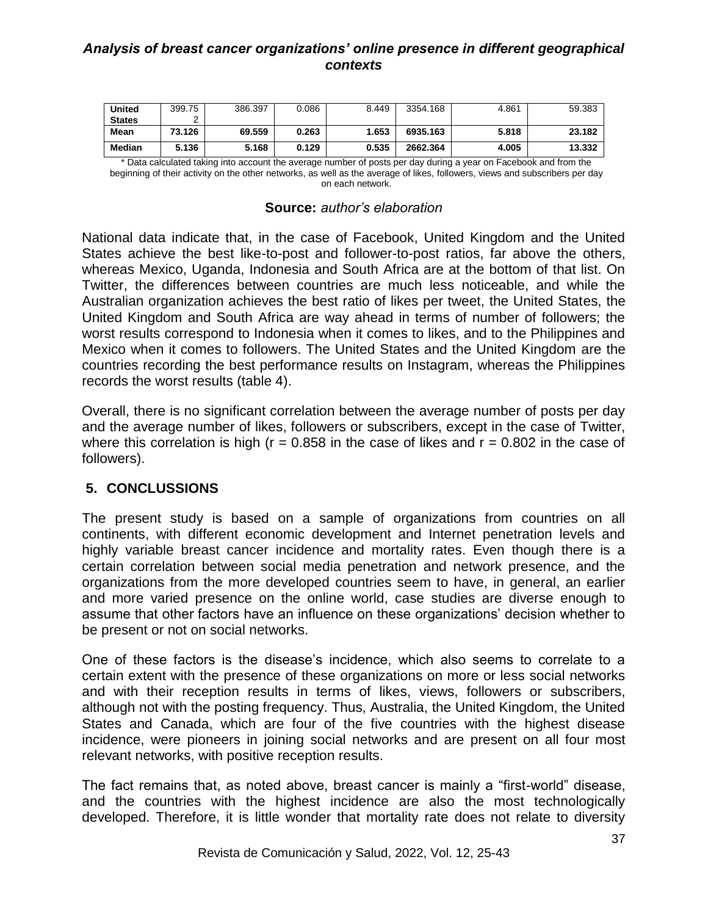| United States | 399.752 | 386.397 | 0.086 | 8.449 | 3354.168 | 4.861 | 59.383 |
|---|---|---|---|---|---|---|---|
| **Mean** | **73.126** | **69.559** | **0.263** | **1.653** | **6935.163** | **5.818** | **23.182** |
| **Median** | **5.136** | **5.168** | **0.129** | **0.535** | **2662.364** | **4.005** | **13.332** |

\* Data calculated taking into account the average number of posts per day during a year on Facebook and from the beginning of their activity on the other networks, as well as the average of likes, followers, views and subscribers per day on each network.

**Source:** *author's elaboration*

National data indicate that, in the case of Facebook, United Kingdom and the United States achieve the best like-to-post and follower-to-post ratios, far above the others, whereas Mexico, Uganda, Indonesia and South Africa are at the bottom of that list. On Twitter, the differences between countries are much less noticeable, and while the Australian organization achieves the best ratio of likes per tweet, the United States, the United Kingdom and South Africa are way ahead in terms of number of followers; the worst results correspond to Indonesia when it comes to likes, and to the Philippines and Mexico when it comes to followers. The United States and the United Kingdom are the countries recording the best performance results on Instagram, whereas the Philippines records the worst results (table 4).

Overall, there is no significant correlation between the average number of posts per day and the average number of likes, followers or subscribers, except in the case of Twitter, where this correlation is high ($r = 0.858$ in the case of likes and $r = 0.802$ in the case of followers).

## 5. CONCLUSSIONS

The present study is based on a sample of organizations from countries on all continents, with different economic development and Internet penetration levels and highly variable breast cancer incidence and mortality rates. Even though there is a certain correlation between social media penetration and network presence, and the organizations from the more developed countries seem to have, in general, an earlier and more varied presence on the online world, case studies are diverse enough to assume that other factors have an influence on these organizations' decision whether to be present or not on social networks.

One of these factors is the disease's incidence, which also seems to correlate to a certain extent with the presence of these organizations on more or less social networks and with their reception results in terms of likes, views, followers or subscribers, although not with the posting frequency. Thus, Australia, the United Kingdom, the United States and Canada, which are four of the five countries with the highest disease incidence, were pioneers in joining social networks and are present on all four most relevant networks, with positive reception results.

The fact remains that, as noted above, breast cancer is mainly a "first-world" disease, and the countries with the highest incidence are also the most technologically developed. Therefore, it is little wonder that mortality rate does not relate to diversity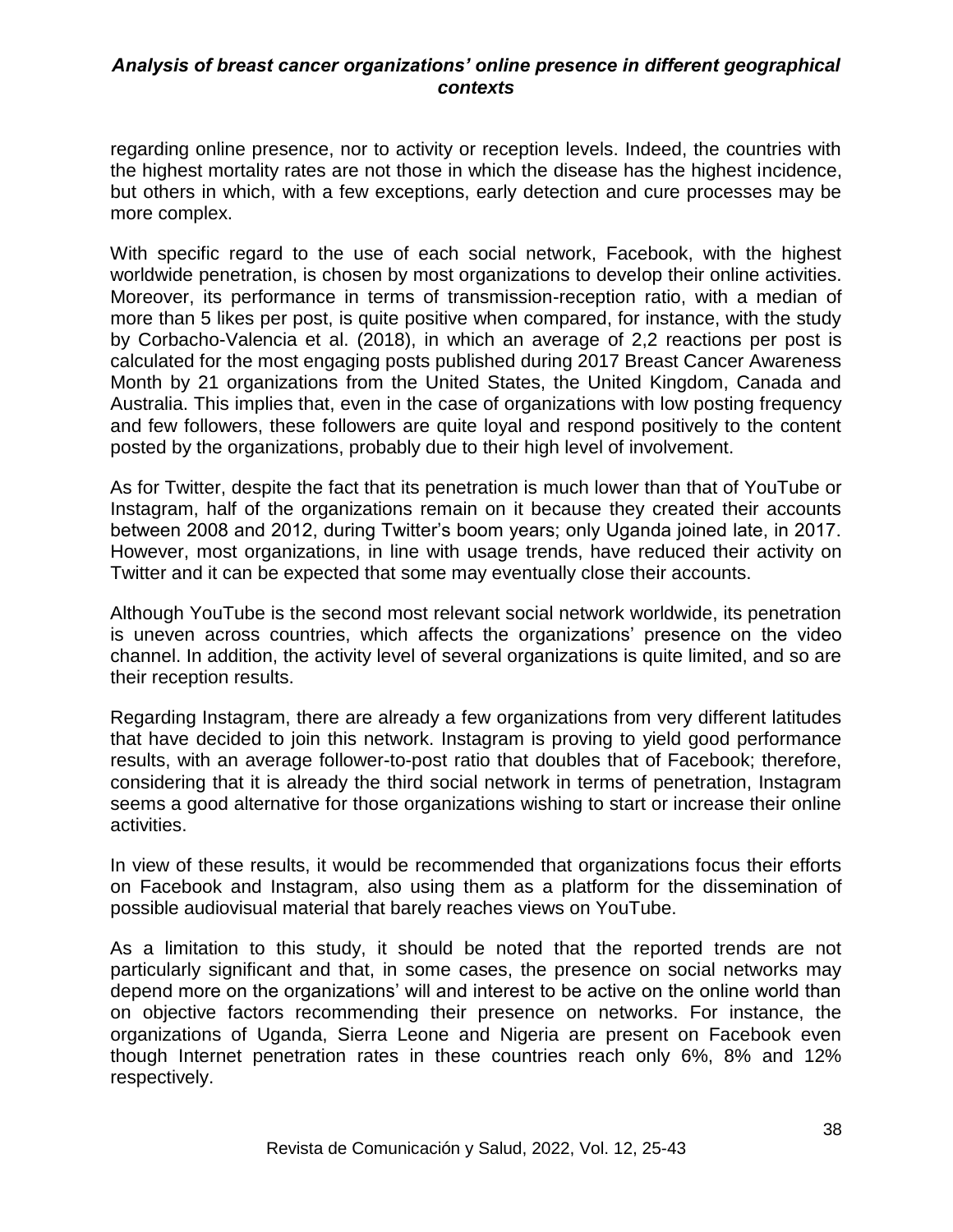regarding online presence, nor to activity or reception levels. Indeed, the countries with the highest mortality rates are not those in which the disease has the highest incidence, but others in which, with a few exceptions, early detection and cure processes may be more complex.

With specific regard to the use of each social network, Facebook, with the highest worldwide penetration, is chosen by most organizations to develop their online activities. Moreover, its performance in terms of transmission-reception ratio, with a median of more than 5 likes per post, is quite positive when compared, for instance, with the study by Corbacho-Valencia et al. (2018), in which an average of 2,2 reactions per post is calculated for the most engaging posts published during 2017 Breast Cancer Awareness Month by 21 organizations from the United States, the United Kingdom, Canada and Australia. This implies that, even in the case of organizations with low posting frequency and few followers, these followers are quite loyal and respond positively to the content posted by the organizations, probably due to their high level of involvement.

As for Twitter, despite the fact that its penetration is much lower than that of YouTube or Instagram, half of the organizations remain on it because they created their accounts between 2008 and 2012, during Twitter's boom years; only Uganda joined late, in 2017. However, most organizations, in line with usage trends, have reduced their activity on Twitter and it can be expected that some may eventually close their accounts.

Although YouTube is the second most relevant social network worldwide, its penetration is uneven across countries, which affects the organizations' presence on the video channel. In addition, the activity level of several organizations is quite limited, and so are their reception results.

Regarding Instagram, there are already a few organizations from very different latitudes that have decided to join this network. Instagram is proving to yield good performance results, with an average follower-to-post ratio that doubles that of Facebook; therefore, considering that it is already the third social network in terms of penetration, Instagram seems a good alternative for those organizations wishing to start or increase their online activities.

In view of these results, it would be recommended that organizations focus their efforts on Facebook and Instagram, also using them as a platform for the dissemination of possible audiovisual material that barely reaches views on YouTube.

As a limitation to this study, it should be noted that the reported trends are not particularly significant and that, in some cases, the presence on social networks may depend more on the organizations' will and interest to be active on the online world than on objective factors recommending their presence on networks. For instance, the organizations of Uganda, Sierra Leone and Nigeria are present on Facebook even though Internet penetration rates in these countries reach only 6%, 8% and 12% respectively.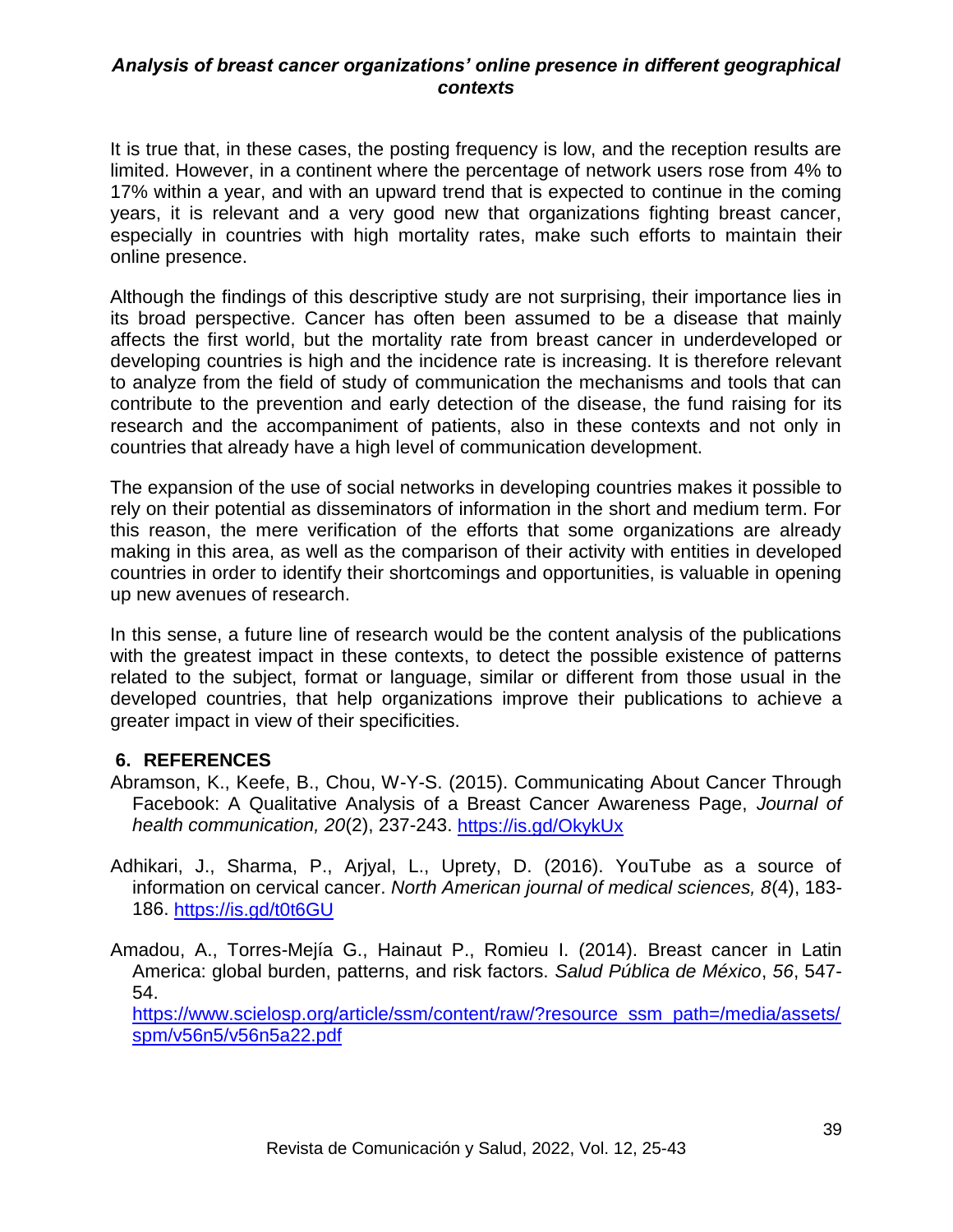It is true that, in these cases, the posting frequency is low, and the reception results are limited. However, in a continent where the percentage of network users rose from 4% to 17% within a year, and with an upward trend that is expected to continue in the coming years, it is relevant and a very good new that organizations fighting breast cancer, especially in countries with high mortality rates, make such efforts to maintain their online presence.

Although the findings of this descriptive study are not surprising, their importance lies in its broad perspective. Cancer has often been assumed to be a disease that mainly affects the first world, but the mortality rate from breast cancer in underdeveloped or developing countries is high and the incidence rate is increasing. It is therefore relevant to analyze from the field of study of communication the mechanisms and tools that can contribute to the prevention and early detection of the disease, the fund raising for its research and the accompaniment of patients, also in these contexts and not only in countries that already have a high level of communication development.

The expansion of the use of social networks in developing countries makes it possible to rely on their potential as disseminators of information in the short and medium term. For this reason, the mere verification of the efforts that some organizations are already making in this area, as well as the comparison of their activity with entities in developed countries in order to identify their shortcomings and opportunities, is valuable in opening up new avenues of research.

In this sense, a future line of research would be the content analysis of the publications with the greatest impact in these contexts, to detect the possible existence of patterns related to the subject, format or language, similar or different from those usual in the developed countries, that help organizations improve their publications to achieve a greater impact in view of their specificities.

## 6. REFERENCES

Abramson, K., Keefe, B., Chou, W-Y-S. (2015). Communicating About Cancer Through Facebook: A Qualitative Analysis of a Breast Cancer Awareness Page, *Journal of health communication, 20*(2), 237-243. https://is.gd/OkykUx

Adhikari, J., Sharma, P., Arjyal, L., Uprety, D. (2016). YouTube as a source of information on cervical cancer. *North American journal of medical sciences, 8*(4), 183-186. https://is.gd/t0t6GU

Amadou, A., Torres-Mejía G., Hainaut P., Romieu I. (2014). Breast cancer in Latin America: global burden, patterns, and risk factors. *Salud Pública de México*, *56*, 547-54. https://www.scielosp.org/article/ssm/content/raw/?resource_ssm_path=/media/assets/spm/v56n5/v56n5a22.pdf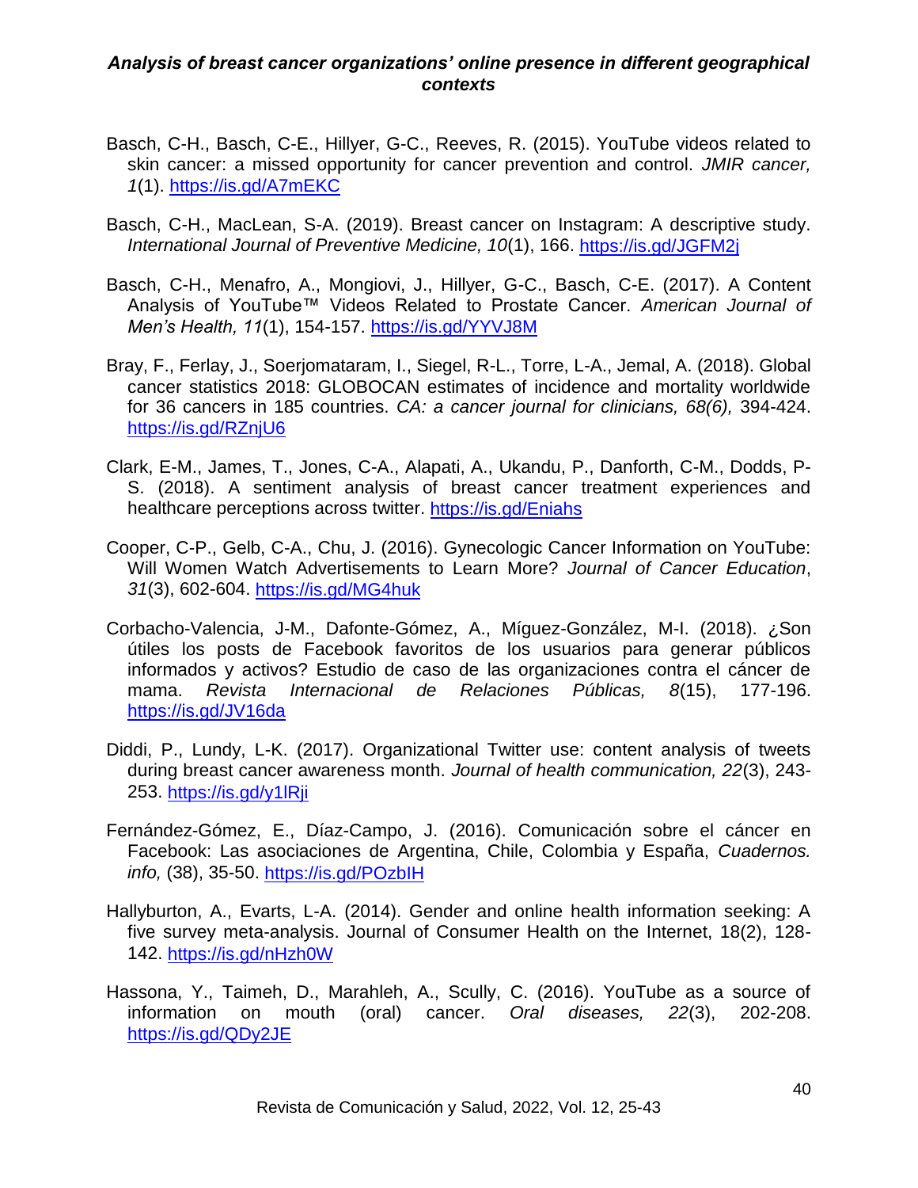Basch, C-H., Basch, C-E., Hillyer, G-C., Reeves, R. (2015). YouTube videos related to skin cancer: a missed opportunity for cancer prevention and control. *JMIR cancer, 1*(1). https://is.gd/A7mEKC

Basch, C-H., MacLean, S-A. (2019). Breast cancer on Instagram: A descriptive study. *International Journal of Preventive Medicine, 10*(1), 166. https://is.gd/JGFM2j

Basch, C-H., Menafro, A., Mongiovi, J., Hillyer, G-C., Basch, C-E. (2017). A Content Analysis of YouTube™ Videos Related to Prostate Cancer. *American Journal of Men's Health, 11*(1), 154-157. https://is.gd/YYVJ8M

Bray, F., Ferlay, J., Soerjomataram, I., Siegel, R-L., Torre, L-A., Jemal, A. (2018). Global cancer statistics 2018: GLOBOCAN estimates of incidence and mortality worldwide for 36 cancers in 185 countries. *CA: a cancer journal for clinicians, 68(6),* 394-424. https://is.gd/RZnjU6

Clark, E-M., James, T., Jones, C-A., Alapati, A., Ukandu, P., Danforth, C-M., Dodds, P-S. (2018). A sentiment analysis of breast cancer treatment experiences and healthcare perceptions across twitter. https://is.gd/Eniahs

Cooper, C-P., Gelb, C-A., Chu, J. (2016). Gynecologic Cancer Information on YouTube: Will Women Watch Advertisements to Learn More? *Journal of Cancer Education*, *31*(3), 602-604. https://is.gd/MG4huk

Corbacho-Valencia, J-M., Dafonte-Gómez, A., Míguez-González, M-I. (2018). ¿Son útiles los posts de Facebook favoritos de los usuarios para generar públicos informados y activos? Estudio de caso de las organizaciones contra el cáncer de mama. *Revista Internacional de Relaciones Públicas, 8*(15), 177-196. https://is.gd/JV16da

Diddi, P., Lundy, L-K. (2017). Organizational Twitter use: content analysis of tweets during breast cancer awareness month. *Journal of health communication, 22*(3), 243-253. https://is.gd/y1lRji

Fernández-Gómez, E., Díaz-Campo, J. (2016). Comunicación sobre el cáncer en Facebook: Las asociaciones de Argentina, Chile, Colombia y España, *Cuadernos. info,* (38), 35-50. https://is.gd/POzbIH

Hallyburton, A., Evarts, L-A. (2014). Gender and online health information seeking: A five survey meta-analysis. Journal of Consumer Health on the Internet, 18(2), 128-142. https://is.gd/nHzh0W

Hassona, Y., Taimeh, D., Marahleh, A., Scully, C. (2016). YouTube as a source of information on mouth (oral) cancer. *Oral diseases, 22*(3), 202-208. https://is.gd/QDy2JE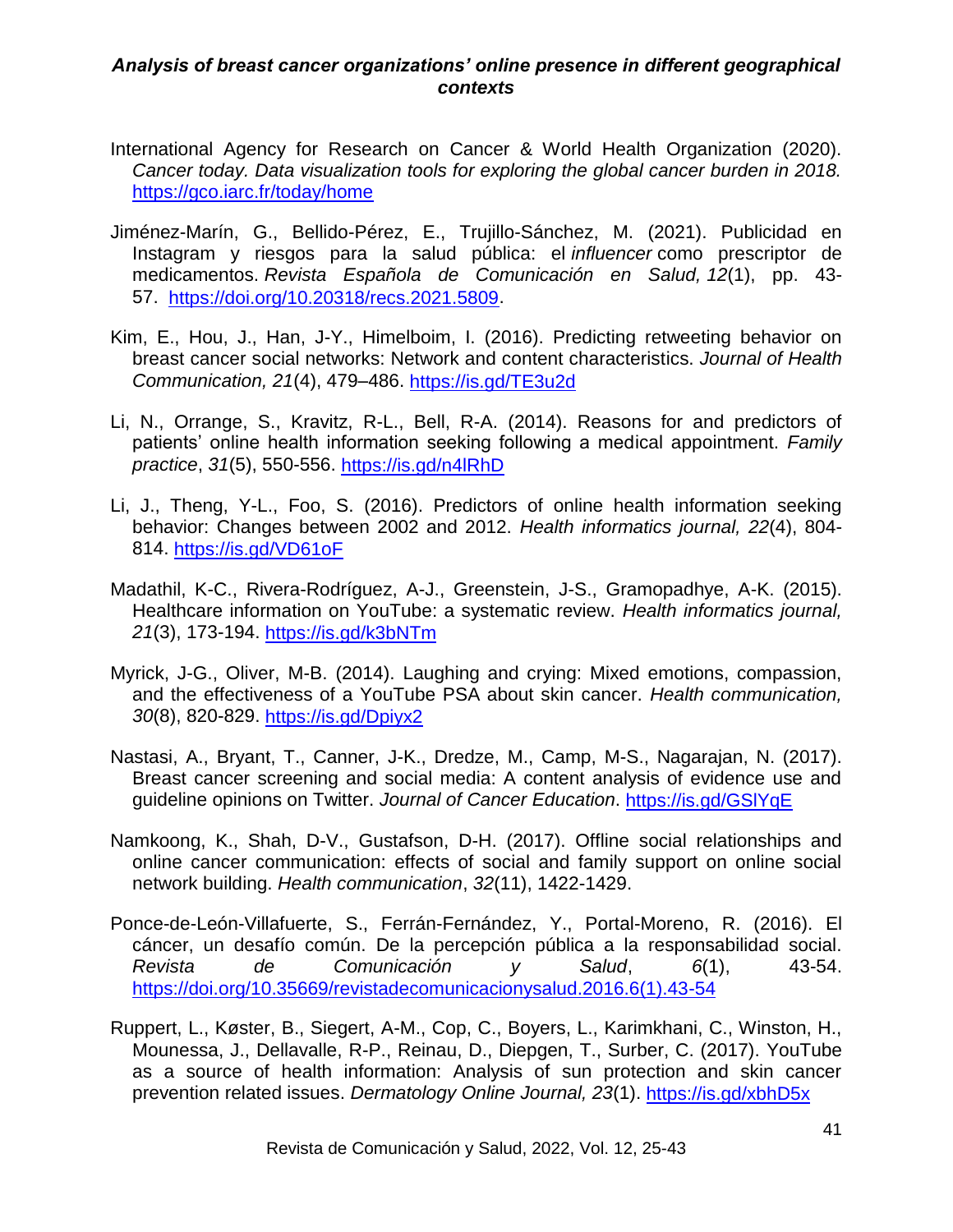International Agency for Research on Cancer & World Health Organization (2020). *Cancer today. Data visualization tools for exploring the global cancer burden in 2018.* https://gco.iarc.fr/today/home

Jiménez-Marín, G., Bellido-Pérez, E., Trujillo-Sánchez, M. (2021). Publicidad en Instagram y riesgos para la salud pública: el *influencer* como prescriptor de medicamentos. *Revista Española de Comunicación en Salud, 12*(1), pp. 43-57. https://doi.org/10.20318/recs.2021.5809.

Kim, E., Hou, J., Han, J-Y., Himelboim, I. (2016). Predicting retweeting behavior on breast cancer social networks: Network and content characteristics. *Journal of Health Communication, 21*(4), 479–486. https://is.gd/TE3u2d

Li, N., Orrange, S., Kravitz, R-L., Bell, R-A. (2014). Reasons for and predictors of patients' online health information seeking following a medical appointment. *Family practice*, *31*(5), 550-556. https://is.gd/n4lRhD

Li, J., Theng, Y-L., Foo, S. (2016). Predictors of online health information seeking behavior: Changes between 2002 and 2012. *Health informatics journal, 22*(4), 804-814. https://is.gd/VD61oF

Madathil, K-C., Rivera-Rodríguez, A-J., Greenstein, J-S., Gramopadhye, A-K. (2015). Healthcare information on YouTube: a systematic review. *Health informatics journal, 21*(3), 173-194. https://is.gd/k3bNTm

Myrick, J-G., Oliver, M-B. (2014). Laughing and crying: Mixed emotions, compassion, and the effectiveness of a YouTube PSA about skin cancer. *Health communication, 30*(8), 820-829. https://is.gd/Dpiyx2

Nastasi, A., Bryant, T., Canner, J-K., Dredze, M., Camp, M-S., Nagarajan, N. (2017). Breast cancer screening and social media: A content analysis of evidence use and guideline opinions on Twitter. *Journal of Cancer Education*. https://is.gd/GSlYqE

Namkoong, K., Shah, D-V., Gustafson, D-H. (2017). Offline social relationships and online cancer communication: effects of social and family support on online social network building. *Health communication*, *32*(11), 1422-1429.

Ponce-de-León-Villafuerte, S., Ferrán-Fernández, Y., Portal-Moreno, R. (2016). El cáncer, un desafío común. De la percepción pública a la responsabilidad social. *Revista de Comunicación y Salud*, *6*(1), 43-54. https://doi.org/10.35669/revistadecomunicacionysalud.2016.6(1).43-54

Ruppert, L., Køster, B., Siegert, A-M., Cop, C., Boyers, L., Karimkhani, C., Winston, H., Mounessa, J., Dellavalle, R-P., Reinau, D., Diepgen, T., Surber, C. (2017). YouTube as a source of health information: Analysis of sun protection and skin cancer prevention related issues. *Dermatology Online Journal, 23*(1). https://is.gd/xbhD5x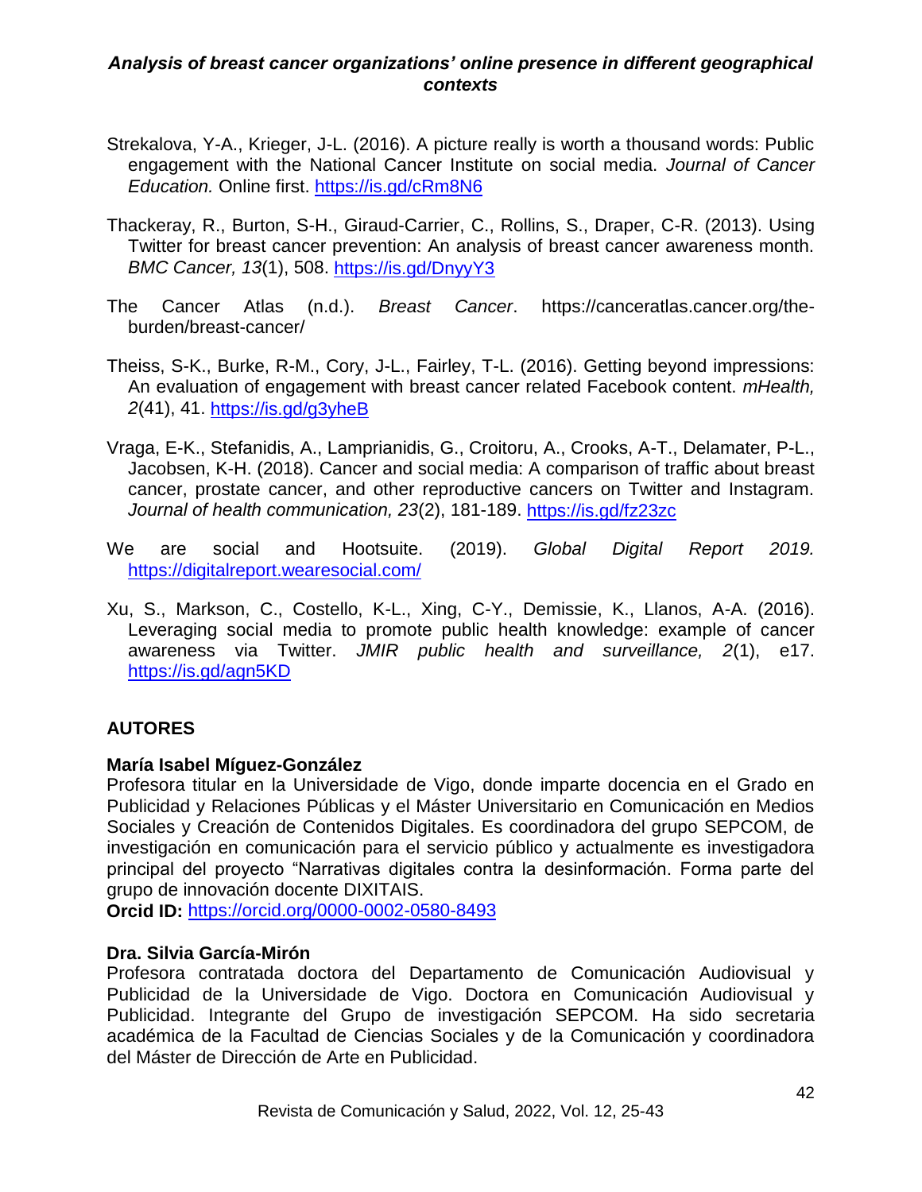Strekalova, Y-A., Krieger, J-L. (2016). A picture really is worth a thousand words: Public engagement with the National Cancer Institute on social media. *Journal of Cancer Education.* Online first. https://is.gd/cRm8N6

Thackeray, R., Burton, S-H., Giraud-Carrier, C., Rollins, S., Draper, C-R. (2013). Using Twitter for breast cancer prevention: An analysis of breast cancer awareness month. *BMC Cancer, 13*(1), 508. https://is.gd/DnyyY3

The Cancer Atlas (n.d.). *Breast Cancer*. https://canceratlas.cancer.org/the-burden/breast-cancer/

Theiss, S-K., Burke, R-M., Cory, J-L., Fairley, T-L. (2016). Getting beyond impressions: An evaluation of engagement with breast cancer related Facebook content. *mHealth, 2*(41), 41. https://is.gd/g3yheB

Vraga, E-K., Stefanidis, A., Lamprianidis, G., Croitoru, A., Crooks, A-T., Delamater, P-L., Jacobsen, K-H. (2018). Cancer and social media: A comparison of traffic about breast cancer, prostate cancer, and other reproductive cancers on Twitter and Instagram. *Journal of health communication, 23*(2), 181-189. https://is.gd/fz23zc

We are social and Hootsuite. (2019). *Global Digital Report 2019.* https://digitalreport.wearesocial.com/

Xu, S., Markson, C., Costello, K-L., Xing, C-Y., Demissie, K., Llanos, A-A. (2016). Leveraging social media to promote public health knowledge: example of cancer awareness via Twitter. *JMIR public health and surveillance, 2*(1), e17. https://is.gd/agn5KD

## AUTORES

**María Isabel Míguez-González**

Profesora titular en la Universidade de Vigo, donde imparte docencia en el Grado en Publicidad y Relaciones Públicas y el Máster Universitario en Comunicación en Medios Sociales y Creación de Contenidos Digitales. Es coordinadora del grupo SEPCOM, de investigación en comunicación para el servicio público y actualmente es investigadora principal del proyecto "Narrativas digitales contra la desinformación. Forma parte del grupo de innovación docente DIXITAIS.

**Orcid ID:** https://orcid.org/0000-0002-0580-8493

**Dra. Silvia García-Mirón**

Profesora contratada doctora del Departamento de Comunicación Audiovisual y Publicidad de la Universidade de Vigo. Doctora en Comunicación Audiovisual y Publicidad. Integrante del Grupo de investigación SEPCOM. Ha sido secretaria académica de la Facultad de Ciencias Sociales y de la Comunicación y coordinadora del Máster de Dirección de Arte en Publicidad.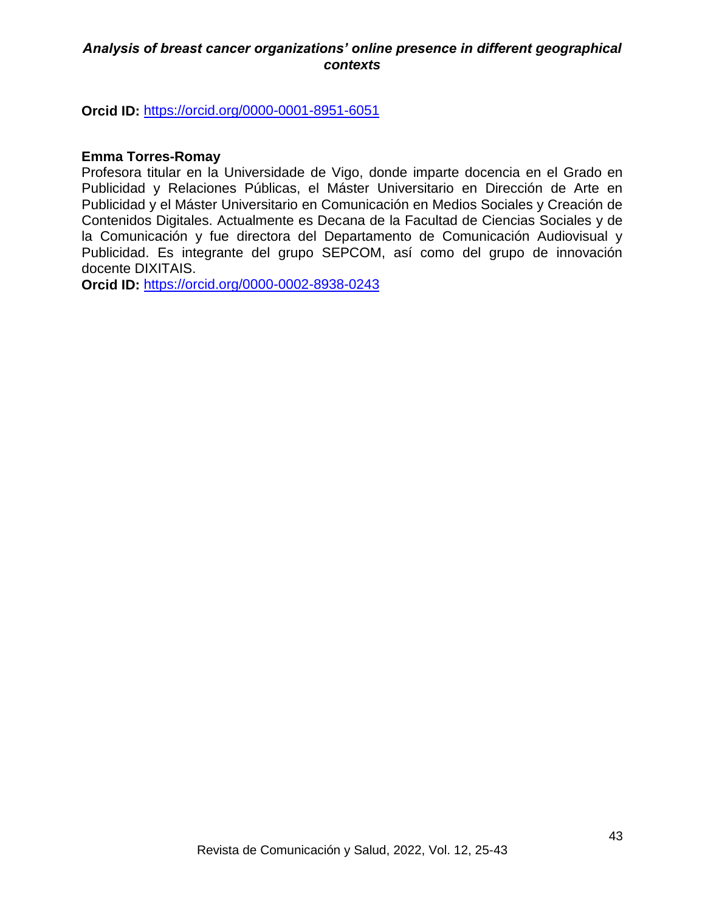**Orcid ID:** https://orcid.org/0000-0001-8951-6051

**Emma Torres-Romay**

Profesora titular en la Universidade de Vigo, donde imparte docencia en el Grado en Publicidad y Relaciones Públicas, el Máster Universitario en Dirección de Arte en Publicidad y el Máster Universitario en Comunicación en Medios Sociales y Creación de Contenidos Digitales. Actualmente es Decana de la Facultad de Ciencias Sociales y de la Comunicación y fue directora del Departamento de Comunicación Audiovisual y Publicidad. Es integrante del grupo SEPCOM, así como del grupo de innovación docente DIXITAIS.

**Orcid ID:** https://orcid.org/0000-0002-8938-0243